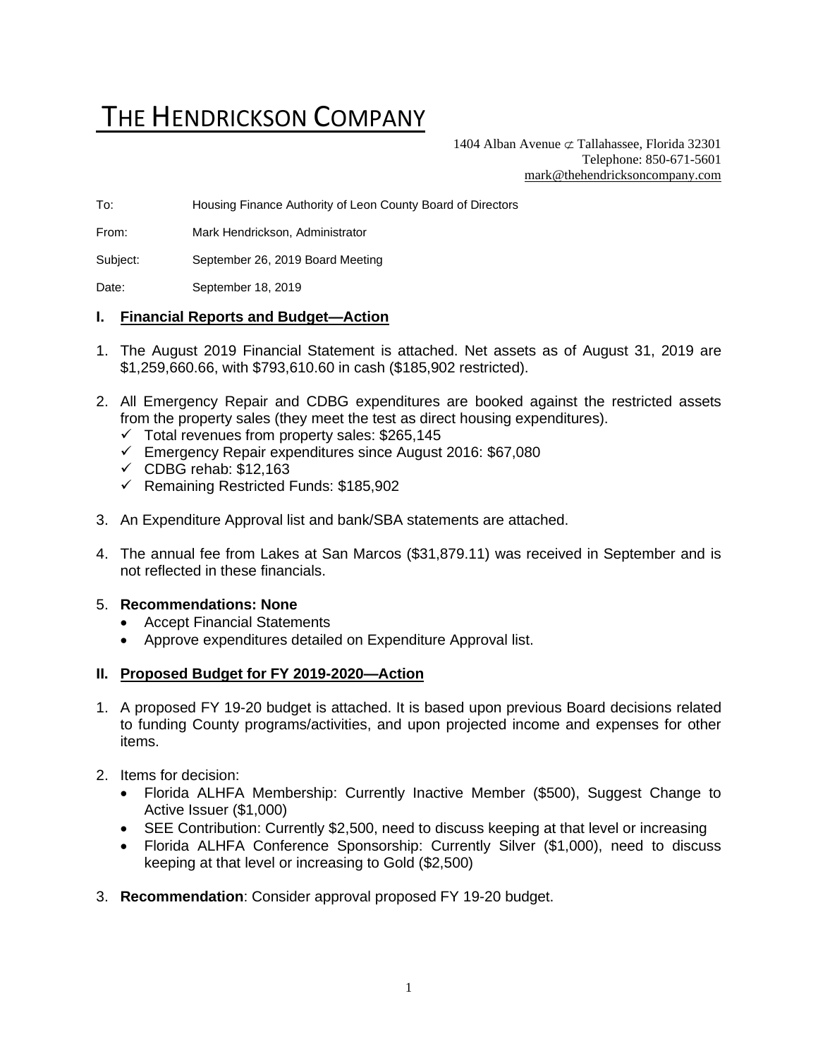# THE HENDRICKSON COMPANY

1404 Alban Avenue ⊄ Tallahassee, Florida 32301
Telephone: 850-671-5601
mark@thehendricksoncompany.com

To: Housing Finance Authority of Leon County Board of Directors

From: Mark Hendrickson, Administrator

Subject: September 26, 2019 Board Meeting

Date: September 18, 2019

## I. Financial Reports and Budget—Action

1. The August 2019 Financial Statement is attached. Net assets as of August 31, 2019 are $1,259,660.66, with $793,610.60 in cash ($185,902 restricted).

2. All Emergency Repair and CDBG expenditures are booked against the restricted assets from the property sales (they meet the test as direct housing expenditures).
   - ✓ Total revenues from property sales: $265,145
   - ✓ Emergency Repair expenditures since August 2016: $67,080
   - ✓ CDBG rehab: $12,163
   - ✓ Remaining Restricted Funds: $185,902

3. An Expenditure Approval list and bank/SBA statements are attached.

4. The annual fee from Lakes at San Marcos ($31,879.11) was received in September and is not reflected in these financials.

5. **Recommendations: None**
   - Accept Financial Statements
   - Approve expenditures detailed on Expenditure Approval list.

## II. Proposed Budget for FY 2019-2020—Action

1. A proposed FY 19-20 budget is attached. It is based upon previous Board decisions related to funding County programs/activities, and upon projected income and expenses for other items.

2. Items for decision:
   - Florida ALHFA Membership: Currently Inactive Member ($500), Suggest Change to Active Issuer ($1,000)
   - SEE Contribution: Currently $2,500, need to discuss keeping at that level or increasing
   - Florida ALHFA Conference Sponsorship: Currently Silver ($1,000), need to discuss keeping at that level or increasing to Gold ($2,500)

3. **Recommendation**: Consider approval proposed FY 19-20 budget.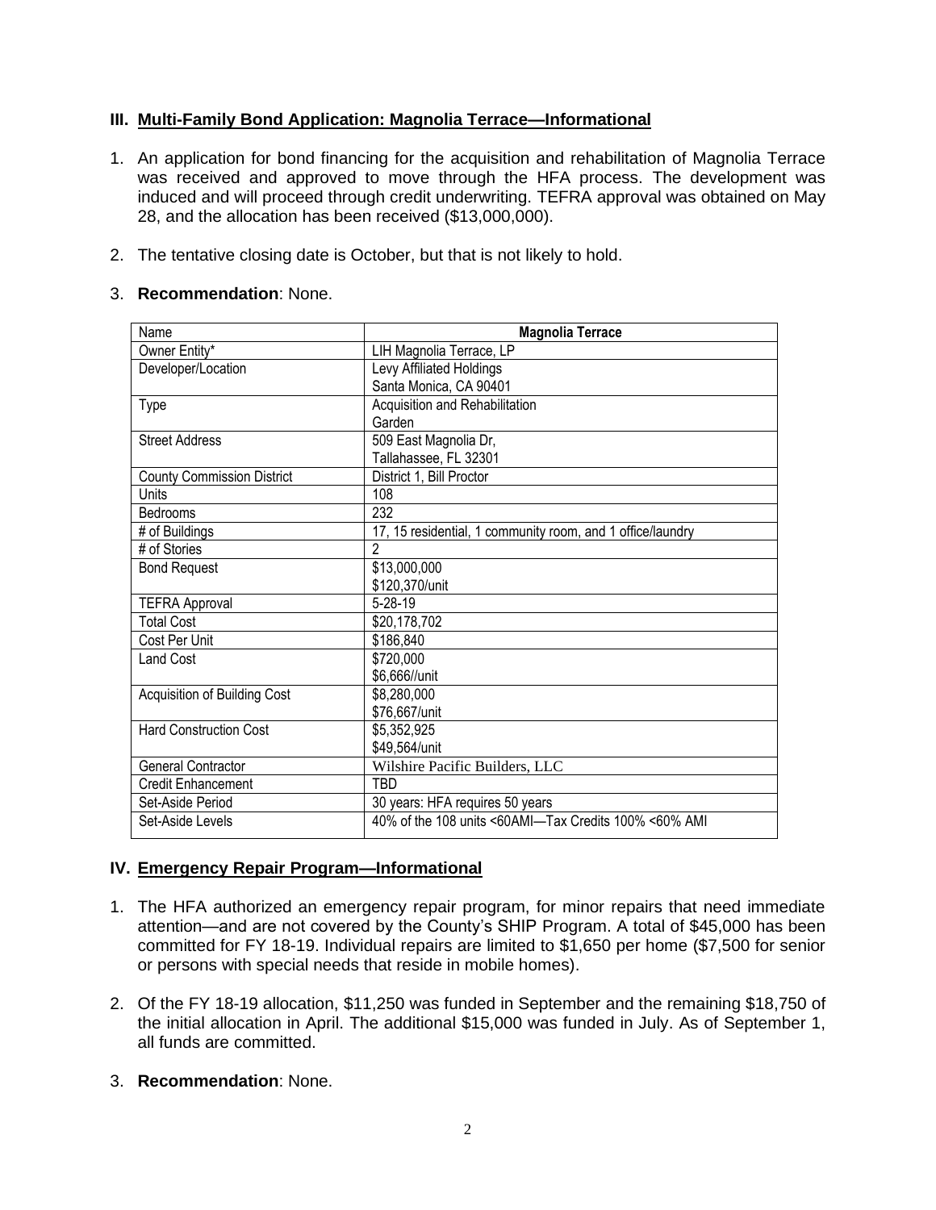## III. Multi-Family Bond Application: Magnolia Terrace—Informational

1. An application for bond financing for the acquisition and rehabilitation of Magnolia Terrace was received and approved to move through the HFA process. The development was induced and will proceed through credit underwriting. TEFRA approval was obtained on May 28, and the allocation has been received ($13,000,000).

2. The tentative closing date is October, but that is not likely to hold.

3. **Recommendation**: None.

| Name | **Magnolia Terrace** |
|---|---|
| Owner Entity* | LIH Magnolia Terrace, LP |
| Developer/Location | Levy Affiliated Holdings<br>Santa Monica, CA 90401 |
| Type | Acquisition and Rehabilitation<br>Garden |
| Street Address | 509 East Magnolia Dr,<br>Tallahassee, FL 32301 |
| County Commission District | District 1, Bill Proctor |
| Units | 108 |
| Bedrooms | 232 |
| # of Buildings | 17, 15 residential, 1 community room, and 1 office/laundry |
| # of Stories | 2 |
| Bond Request | $13,000,000<br>$120,370/unit |
| TEFRA Approval | 5-28-19 |
| Total Cost | $20,178,702 |
| Cost Per Unit | $186,840 |
| Land Cost | $720,000<br>$6,666//unit |
| Acquisition of Building Cost | $8,280,000<br>$76,667/unit |
| Hard Construction Cost | $5,352,925<br>$49,564/unit |
| General Contractor | Wilshire Pacific Builders, LLC |
| Credit Enhancement | TBD |
| Set-Aside Period | 30 years: HFA requires 50 years |
| Set-Aside Levels | 40% of the 108 units <60AMI—Tax Credits 100% <60% AMI |

## IV. Emergency Repair Program—Informational

1. The HFA authorized an emergency repair program, for minor repairs that need immediate attention—and are not covered by the County's SHIP Program. A total of $45,000 has been committed for FY 18-19. Individual repairs are limited to $1,650 per home ($7,500 for senior or persons with special needs that reside in mobile homes).

2. Of the FY 18-19 allocation, $11,250 was funded in September and the remaining $18,750 of the initial allocation in April. The additional $15,000 was funded in July. As of September 1, all funds are committed.

3. **Recommendation**: None.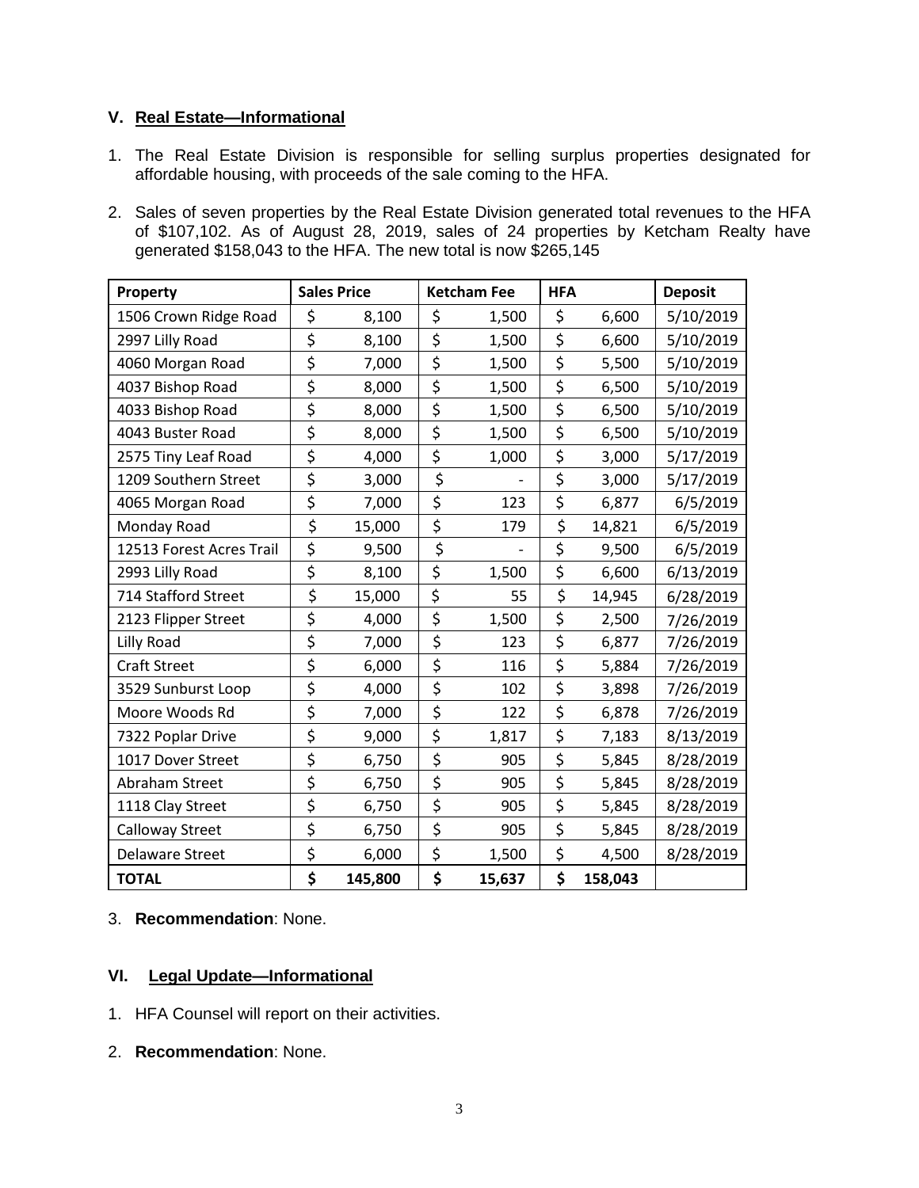## V. Real Estate—Informational

1. The Real Estate Division is responsible for selling surplus properties designated for affordable housing, with proceeds of the sale coming to the HFA.

2. Sales of seven properties by the Real Estate Division generated total revenues to the HFA of $107,102. As of August 28, 2019, sales of 24 properties by Ketcham Realty have generated $158,043 to the HFA. The new total is now $265,145

| Property | Sales Price | Ketcham Fee | HFA | Deposit |
|---|---|---|---|---|
| 1506 Crown Ridge Road | $ 8,100 | $ 1,500 | $ 6,600 | 5/10/2019 |
| 2997 Lilly Road | $ 8,100 | $ 1,500 | $ 6,600 | 5/10/2019 |
| 4060 Morgan Road | $ 7,000 | $ 1,500 | $ 5,500 | 5/10/2019 |
| 4037 Bishop Road | $ 8,000 | $ 1,500 | $ 6,500 | 5/10/2019 |
| 4033 Bishop Road | $ 8,000 | $ 1,500 | $ 6,500 | 5/10/2019 |
| 4043 Buster Road | $ 8,000 | $ 1,500 | $ 6,500 | 5/10/2019 |
| 2575 Tiny Leaf Road | $ 4,000 | $ 1,000 | $ 3,000 | 5/17/2019 |
| 1209 Southern Street | $ 3,000 | $ - | $ 3,000 | 5/17/2019 |
| 4065 Morgan Road | $ 7,000 | $ 123 | $ 6,877 | 6/5/2019 |
| Monday Road | $ 15,000 | $ 179 | $ 14,821 | 6/5/2019 |
| 12513 Forest Acres Trail | $ 9,500 | $ - | $ 9,500 | 6/5/2019 |
| 2993 Lilly Road | $ 8,100 | $ 1,500 | $ 6,600 | 6/13/2019 |
| 714 Stafford Street | $ 15,000 | $ 55 | $ 14,945 | 6/28/2019 |
| 2123 Flipper Street | $ 4,000 | $ 1,500 | $ 2,500 | 7/26/2019 |
| Lilly Road | $ 7,000 | $ 123 | $ 6,877 | 7/26/2019 |
| Craft Street | $ 6,000 | $ 116 | $ 5,884 | 7/26/2019 |
| 3529 Sunburst Loop | $ 4,000 | $ 102 | $ 3,898 | 7/26/2019 |
| Moore Woods Rd | $ 7,000 | $ 122 | $ 6,878 | 7/26/2019 |
| 7322 Poplar Drive | $ 9,000 | $ 1,817 | $ 7,183 | 8/13/2019 |
| 1017 Dover Street | $ 6,750 | $ 905 | $ 5,845 | 8/28/2019 |
| Abraham Street | $ 6,750 | $ 905 | $ 5,845 | 8/28/2019 |
| 1118 Clay Street | $ 6,750 | $ 905 | $ 5,845 | 8/28/2019 |
| Calloway Street | $ 6,750 | $ 905 | $ 5,845 | 8/28/2019 |
| Delaware Street | $ 6,000 | $ 1,500 | $ 4,500 | 8/28/2019 |
| **TOTAL** | **$ 145,800** | **$ 15,637** | **$ 158,043** | |

3. **Recommendation**: None.

## VI. Legal Update—Informational

1. HFA Counsel will report on their activities.

2. **Recommendation**: None.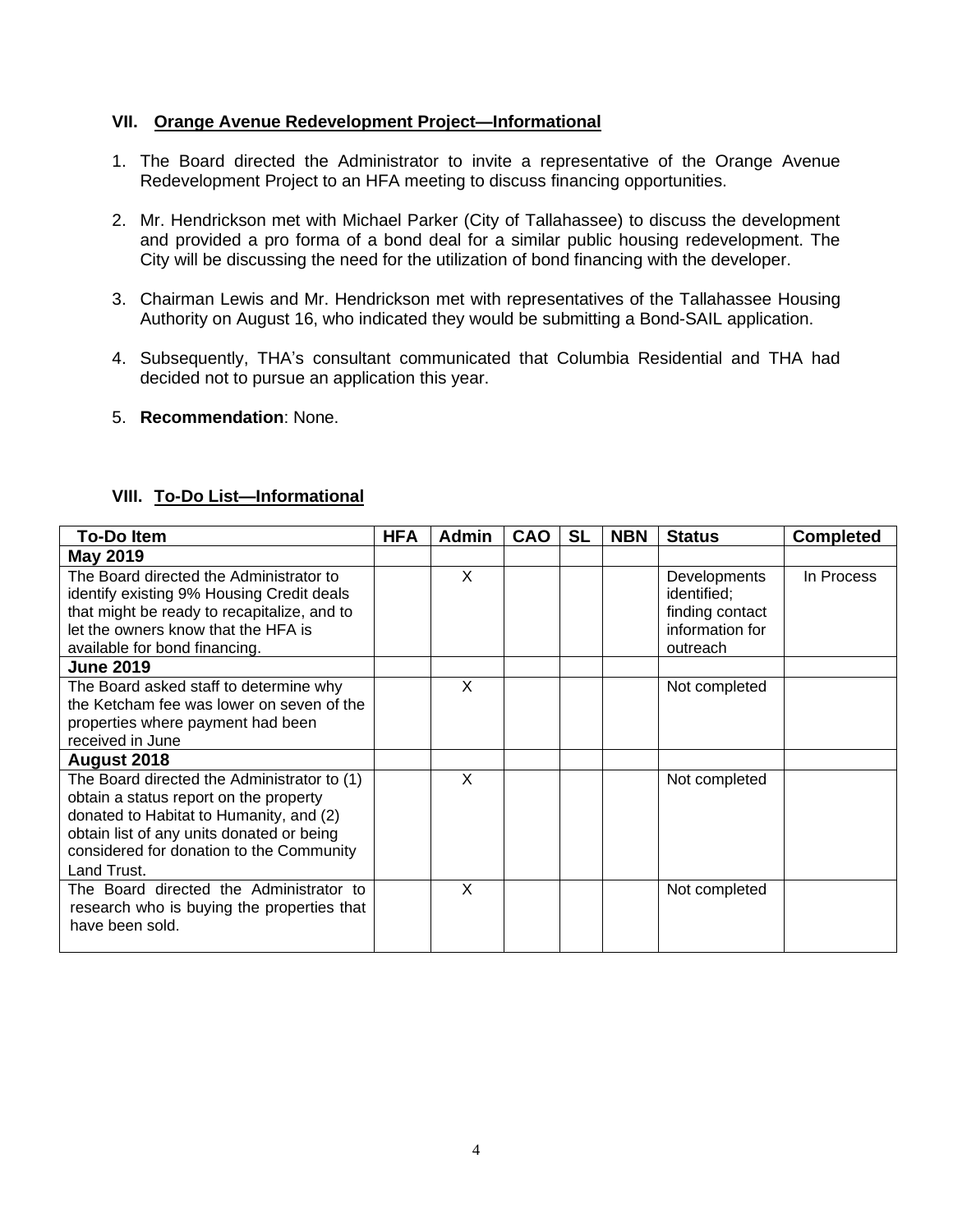## VII. Orange Avenue Redevelopment Project—Informational

1. The Board directed the Administrator to invite a representative of the Orange Avenue Redevelopment Project to an HFA meeting to discuss financing opportunities.

2. Mr. Hendrickson met with Michael Parker (City of Tallahassee) to discuss the development and provided a pro forma of a bond deal for a similar public housing redevelopment. The City will be discussing the need for the utilization of bond financing with the developer.

3. Chairman Lewis and Mr. Hendrickson met with representatives of the Tallahassee Housing Authority on August 16, who indicated they would be submitting a Bond-SAIL application.

4. Subsequently, THA's consultant communicated that Columbia Residential and THA had decided not to pursue an application this year.

5. **Recommendation**: None.

## VIII. To-Do List—Informational

| To-Do Item | HFA | Admin | CAO | SL | NBN | Status | Completed |
|---|---|---|---|---|---|---|---|
| **May 2019** | | | | | | | |
| The Board directed the Administrator to identify existing 9% Housing Credit deals that might be ready to recapitalize, and to let the owners know that the HFA is available for bond financing. | | X | | | | Developments identified; finding contact information for outreach | In Process |
| **June 2019** | | | | | | | |
| The Board asked staff to determine why the Ketcham fee was lower on seven of the properties where payment had been received in June | | X | | | | Not completed | |
| **August 2018** | | | | | | | |
| The Board directed the Administrator to (1) obtain a status report on the property donated to Habitat to Humanity, and (2) obtain list of any units donated or being considered for donation to the Community Land Trust. | | X | | | | Not completed | |
| The Board directed the Administrator to research who is buying the properties that have been sold. | | X | | | | Not completed | |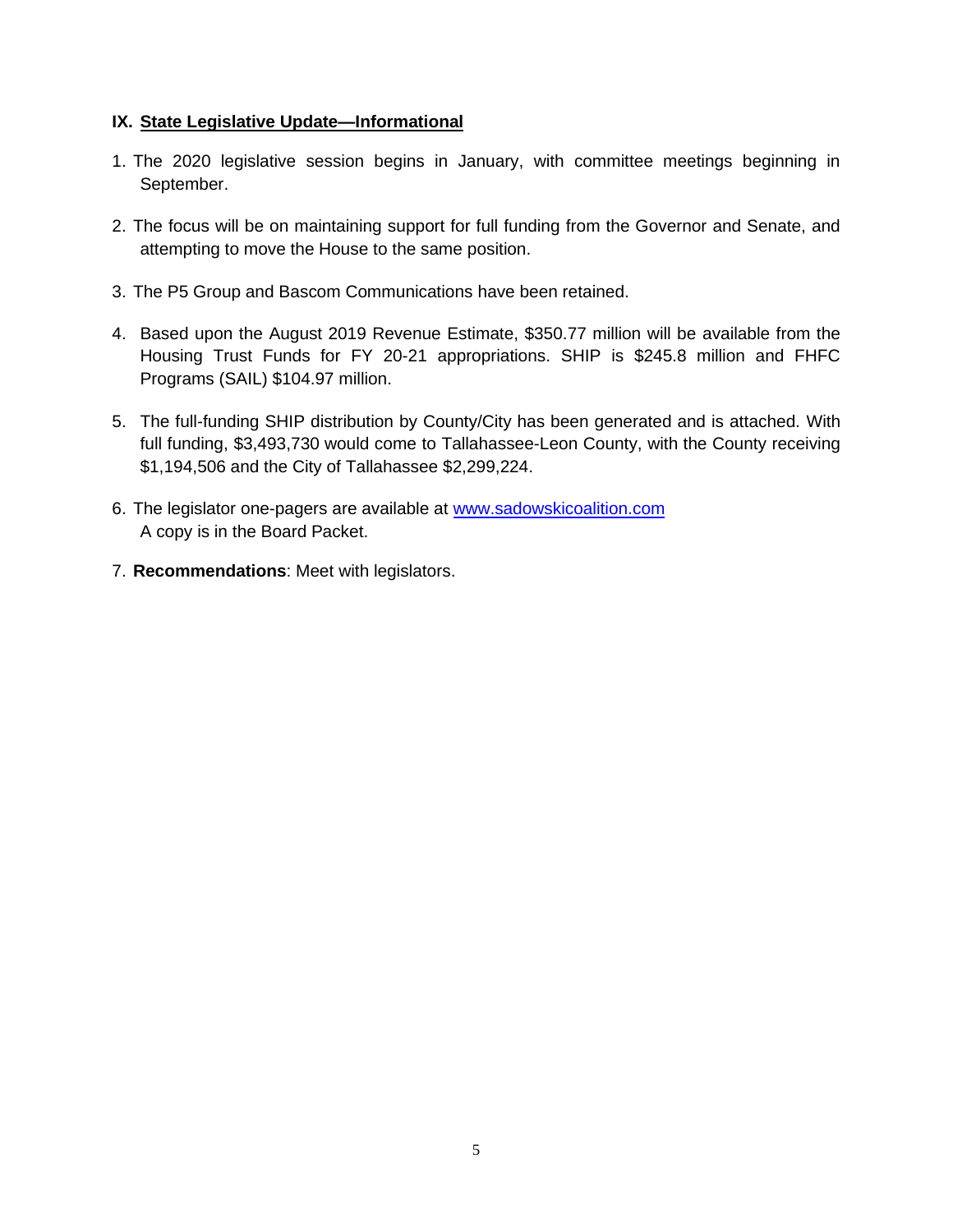## IX. State Legislative Update—Informational

1. The 2020 legislative session begins in January, with committee meetings beginning in September.

2. The focus will be on maintaining support for full funding from the Governor and Senate, and attempting to move the House to the same position.

3. The P5 Group and Bascom Communications have been retained.

4. Based upon the August 2019 Revenue Estimate, $350.77 million will be available from the Housing Trust Funds for FY 20-21 appropriations. SHIP is $245.8 million and FHFC Programs (SAIL) $104.97 million.

5. The full-funding SHIP distribution by County/City has been generated and is attached. With full funding, $3,493,730 would come to Tallahassee-Leon County, with the County receiving $1,194,506 and the City of Tallahassee $2,299,224.

6. The legislator one-pagers are available at [www.sadowskicoalition.com](http://www.sadowskicoalition.com)
   A copy is in the Board Packet.

7. **Recommendations**: Meet with legislators.